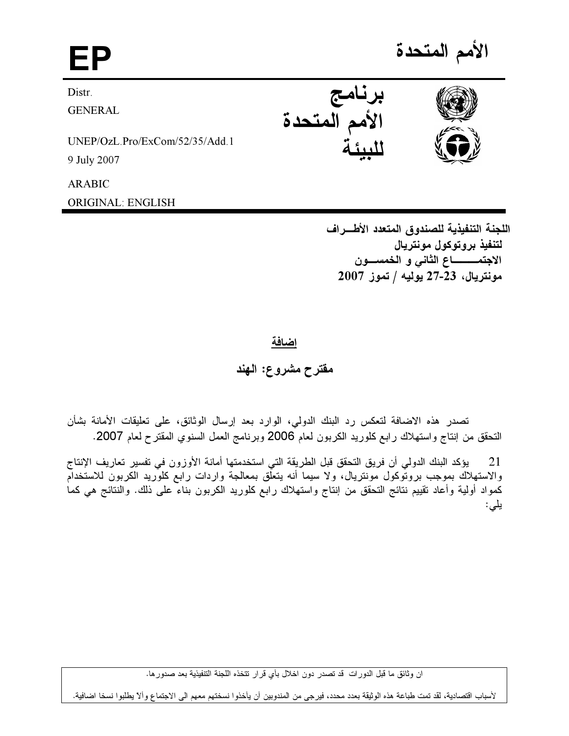# الأمم المتحدة

**EP**

Distr.
GENERAL

UNEP/OzL.Pro/ExCom/52/35/Add.1
9 July 2007

ARABIC
ORIGINAL: ENGLISH

**برنامج الأمم المتحدة للبيئة**

**اللجنة التنفيذية للصندوق المتعدد الأطـراف**
**لتنفيذ بروتوكول مونتريال**
**الاجتمـــــاع الثاني و الخمســون**
**مونتريال، 23-27 يوليه / تموز 2007**

## إضافة

## مقترح مشروع: الهند

تصدر هذه الاضافة لتعكس رد البنك الدولي، الوارد بعد إرسال الوثائق، على تعليقات الأمانة بشأن التحقق من إنتاج واستهلاك رابع كلوريد الكربون لعام 2006 وبرنامج العمل السنوي المقترح لعام 2007.

21 يؤكد البنك الدولي أن فريق التحقق قبل الطريقة التي استخدمتها أمانة الأوزون في تفسير تعاريف الإنتاج والاستهلاك بموجب بروتوكول مونتريال، ولا سيما أنه يتعلق بمعالجة واردات رابع كلوريد الكربون للاستخدام كمواد أولية وأعاد تقييم نتائج التحقق من إنتاج واستهلاك رابع كلوريد الكربون بناء على ذلك. والنتائج هي كما يلي:

ان وثائق ما قبل الدورات قد تصدر دون اخلال بأي قرار تتخذه اللجنة التنفيذية بعد صدورها.

لأسباب اقتصادية، لقد تمت طباعة هذه الوثيقة بعدد محدد، فيرجى من المندوبين أن يأخذوا نسختهم معهم الى الاجتماع وألا يطلبوا نسخا اضافية.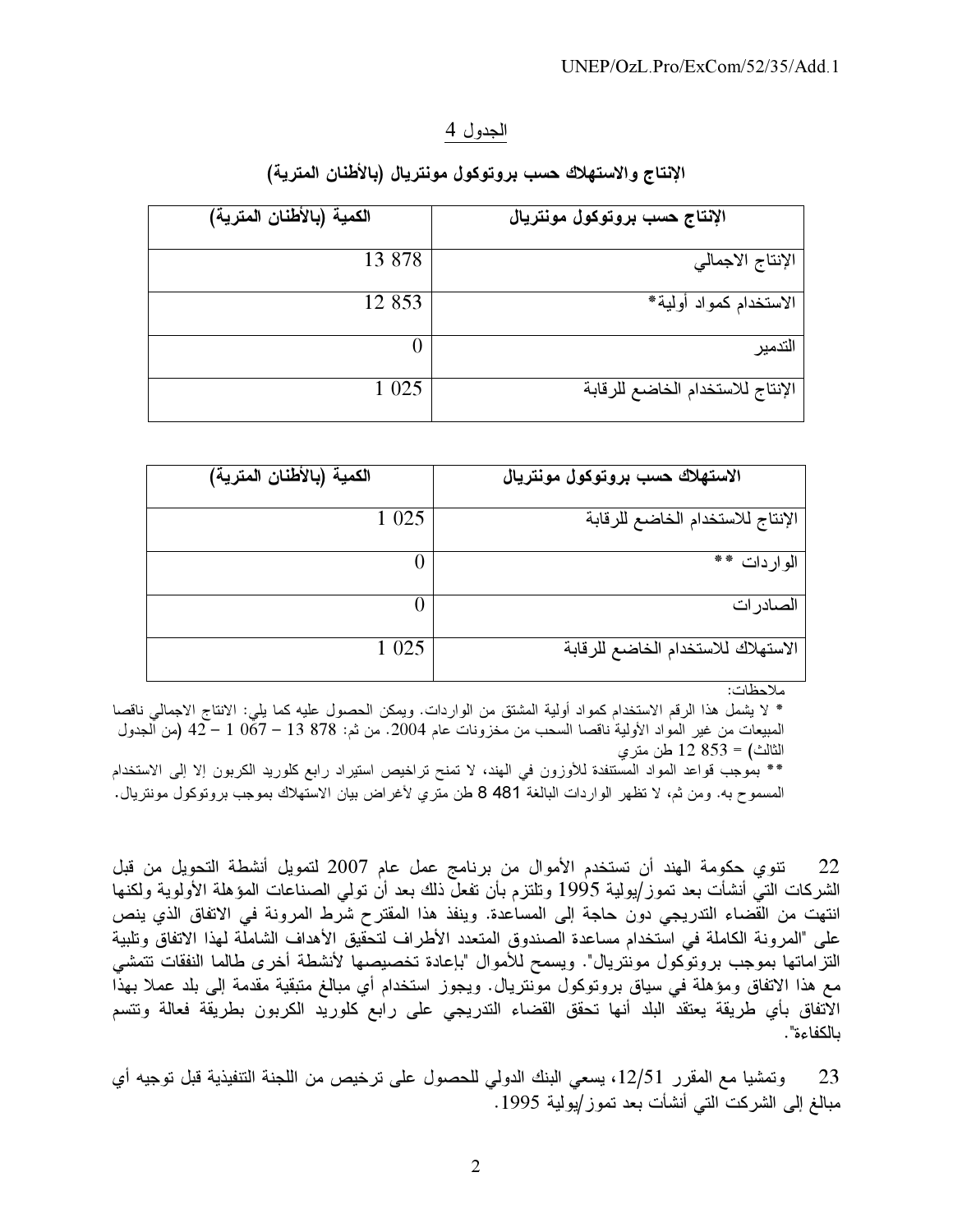الجدول 4

**الإنتاج والاستهلاك حسب بروتوكول مونتريال (بالأطنان المترية)**

| الإنتاج حسب بروتوكول مونتريال | الكمية (بالأطنان المترية) |
| --- | --- |
| الإنتاج الاجمالي | 13 878 |
| الاستخدام كمواد أولية* | 12 853 |
| التدمير | 0 |
| الإنتاج للاستخدام الخاضع للرقابة | 1 025 |

| الاستهلاك حسب بروتوكول مونتريال | الكمية (بالأطنان المترية) |
| --- | --- |
| الإنتاج للاستخدام الخاضع للرقابة | 1 025 |
| الواردات ** | 0 |
| الصادرات | 0 |
| الاستهلاك للاستخدام الخاضع للرقابة | 1 025 |

ملاحظات:

* لا يشمل هذا الرقم الاستخدام كمواد أولية المشتق من الواردات. ويمكن الحصول عليه كما يلي: الانتاج الاجمالي ناقصا المبيعات من غير المواد الأولية ناقصا السحب من مخزونات عام 2004. من ثم: 878 13 – 067 1 – 42 (من الجدول الثالث) = 853 12 طن متري

** بموجب قواعد المواد المستنفدة للأوزون في الهند، لا تمنح تراخيص استيراد رابع كلوريد الكربون إلا إلى الاستخدام المسموح به. ومن ثم، لا تظهر الواردات البالغة 481 8 طن متري لأغراض بيان الاستهلاك بموجب بروتوكول مونتريال.

22 تنوي حكومة الهند أن تستخدم الأموال من برنامج عمل عام 2007 لتمويل أنشطة التحويل من قبل الشركات التي أنشأت بعد تموز/يولية 1995 وتلتزم بأن تفعل ذلك بعد أن تولي الصناعات المؤهلة الأولوية ولكنها انتهت من القضاء التدريجي دون حاجة إلى المساعدة. وينفذ هذا المقترح شرط المرونة في الاتفاق الذي ينص على "المرونة الكاملة في استخدام مساعدة الصندوق المتعدد الأطراف لتحقيق الأهداف الشاملة لهذا الاتفاق وتلبية التزاماتها بموجب بروتوكول مونتريال". ويسمح للأموال "بإعادة تخصيصها لأنشطة أخرى طالما النفقات تتمشى مع هذا الاتفاق ومؤهلة في سياق بروتوكول مونتريال. ويجوز استخدام أي مبالغ متبقية مقدمة إلى بلد عملا بهذا الاتفاق بأي طريقة يعتقد البلد أنها تحقق القضاء التدريجي على رابع كلوريد الكربون بطريقة فعالة وتتسم بالكفاءة".

23 وتمشيا مع المقرر 12/51، يسعي البنك الدولي للحصول على ترخيص من اللجنة التنفيذية قبل توجيه أي مبالغ إلى الشركت التي أنشأت بعد تموز/يولية 1995.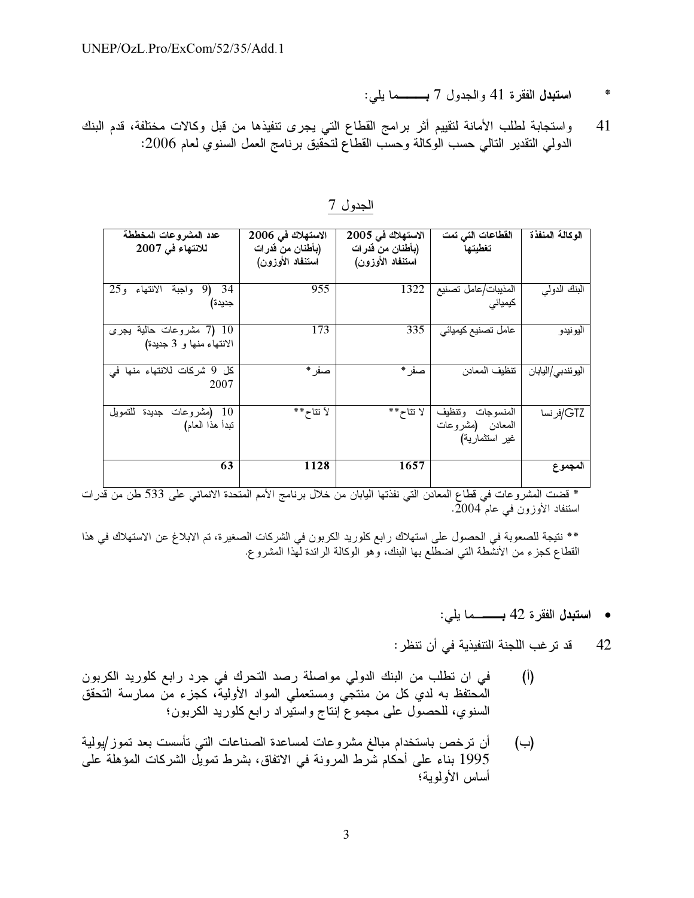* **استبدل** الفقرة 41 والجدول 7 **بـــــــما** يلي:

41 واستجابة لطلب الأمانة لتقييم أثر برامج القطاع التي يجرى تنفيذها من قبل وكالات مختلفة، قدم البنك الدولي التقدير التالي حسب الوكالة وحسب القطاع لتحقيق برنامج العمل السنوي لعام 2006:

الجدول 7

| الوكالة المنفذة | القطاعات التي تمت تغطيتها | الاستهلاك في 2005 (بأطنان من قدرات استنفاد الأوزون) | الاستهلاك في 2006 (بأطنان من قدرات استنفاد الأوزون) | عدد المشروعات المخططة للانتهاء في 2007 |
|---|---|---|---|---|
| البنك الدولي | المذيبات/عامل تصنيع كيميائي | 1322 | 955 | 34 (9 واجبة الانتهاء و25 جديدة) |
| اليونيدو | عامل تصنيع كيميائي | 335 | 173 | 10 (7 مشروعات حالية يجرى الانتهاء منها و 3 جديدة) |
| اليوئنديي/اليابان | تنظيف المعادن | صفر* | صفر* | كل 9 شركات للانتهاء منها في 2007 |
| GTZ/فرنسا | المنسوجات وتنظيف المعادن (مشروعات غير استثمارية) | لا تتاح** | لا تتاح** | 10 (مشروعات جديدة للتمويل تبدأ هذا العام) |
| **المجموع** | | **1657** | **1128** | **63** |

* قضت المشروعات في قطاع المعادن التي نفذتها اليابان من خلال برنامج الأمم المتحدة الانمائي على 533 طن من قدرات استنفاد الأوزون في عام 2004.

** نتيجة للصعوبة في الحصول على استهلاك رابع كلوريد الكربون في الشركات الصغيرة، تم الابلاغ عن الاستهلاك في هذا القطاع كجزء من الأنشطة التي اضطلع بها البنك، وهو الوكالة الرائدة لهذا المشروع.

* **استبدل** الفقرة 42 **بـــــــما** يلي:

42 قد ترغب اللجنة التنفيذية في أن تنظر:

(أ) في ان تطلب من البنك الدولي مواصلة رصد التحرك في جرد رابع كلوريد الكربون المحتفظ به لدي كل من منتجي ومستعملي المواد الأولية، كجزء من ممارسة التحقق السنوي، للحصول على مجموع إنتاج واستيراد رابع كلوريد الكربون؛

(ب) أن ترخص باستخدام مبالغ مشروعات لمساعدة الصناعات التي تأسست بعد تموز/يولية 1995 بناء على أحكام شرط المرونة في الاتفاق، بشرط تمويل الشركات المؤهلة على أساس الأولوية؛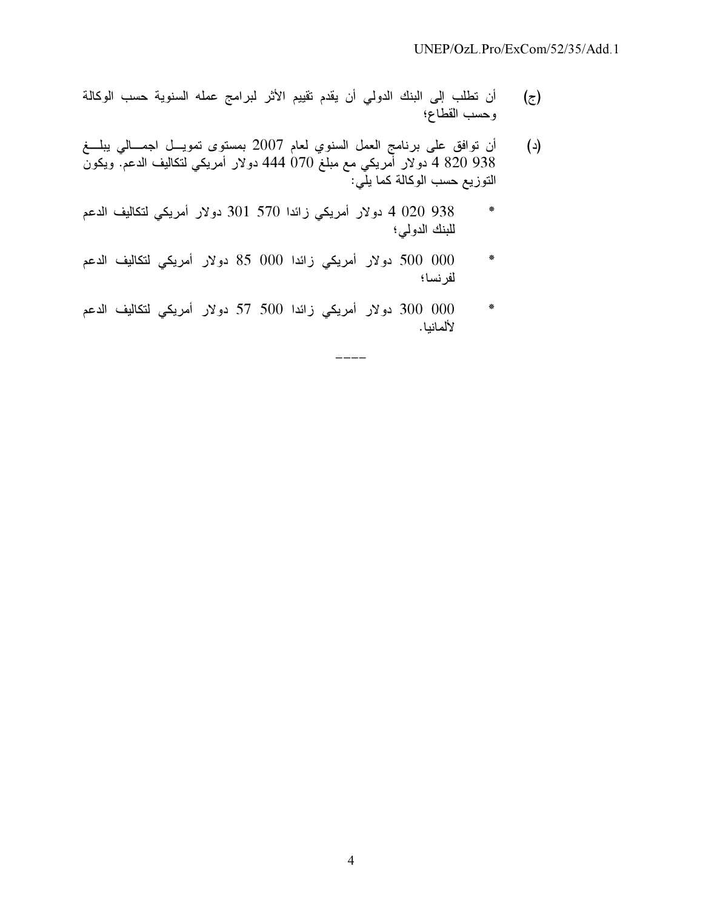(ج) أن تطلب إلى البنك الدولي أن يقدم تقييم الأثر لبرامج عمله السنوية حسب الوكالة وحسب القطاع؛

(د) أن توافق على برنامج العمل السنوي لعام 2007 بمستوى تمويل اجمالي يبلغ 938 820 4 دولار أمريكي مع مبلغ 070 444 دولار أمريكي لتكاليف الدعم. ويكون التوزيع حسب الوكالة كما يلي:

* 938 020 4 دولار أمريكي زائدا 570 301 دولار أمريكي لتكاليف الدعم للبنك الدولي؛
* 000 500 دولار أمريكي زائدا 000 85 دولار أمريكي لتكاليف الدعم لفرنسا؛
* 000 300 دولار أمريكي زائدا 500 57 دولار أمريكي لتكاليف الدعم لألمانيا.

----